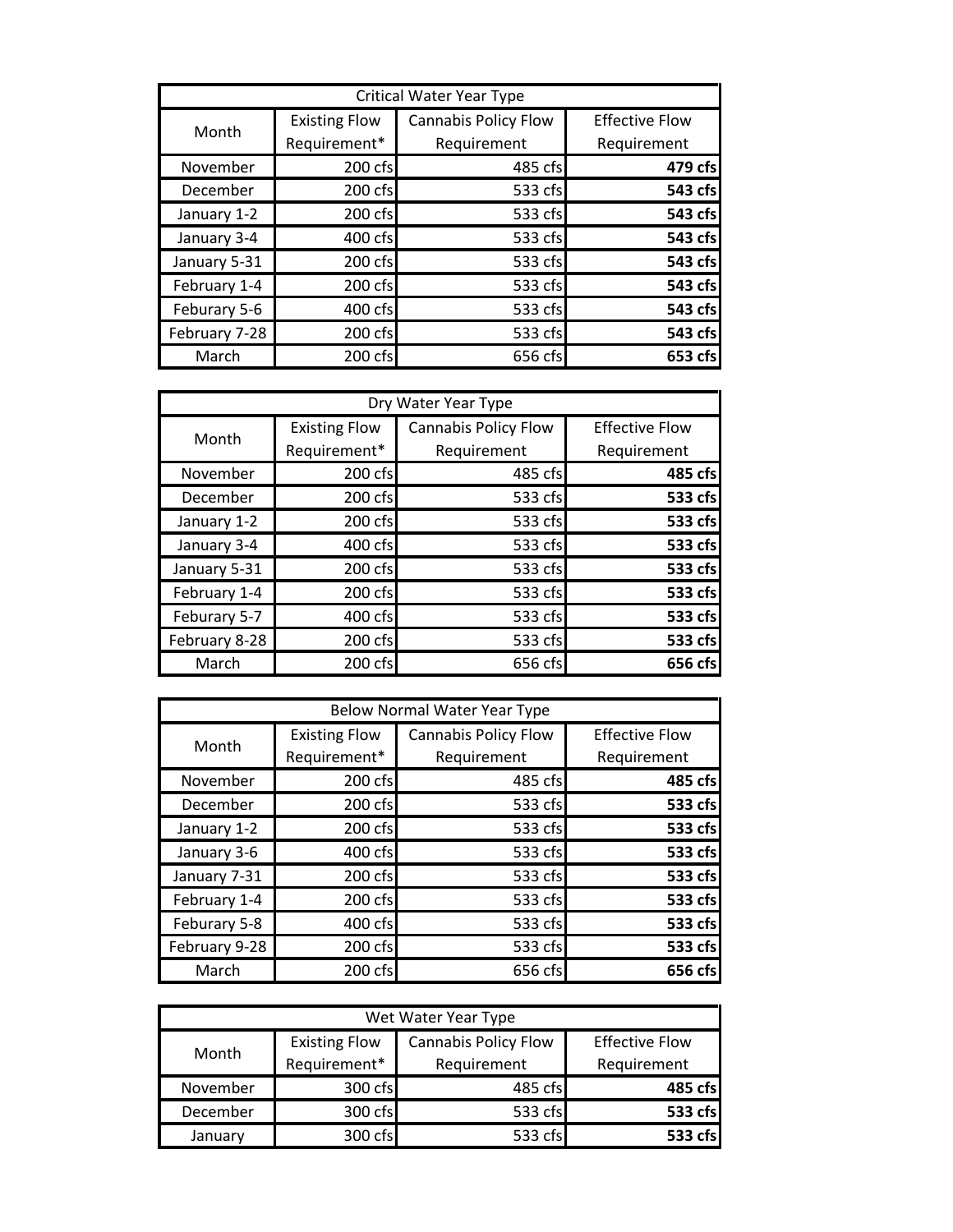| Critical Water Year Type | | | |
|---|---|---|---|
| Month | Existing Flow Requirement* | Cannabis Policy Flow Requirement | Effective Flow Requirement |
| November | 200 cfs | 485 cfs | **479 cfs** |
| December | 200 cfs | 533 cfs | **543 cfs** |
| January 1-2 | 200 cfs | 533 cfs | **543 cfs** |
| January 3-4 | 400 cfs | 533 cfs | **543 cfs** |
| January 5-31 | 200 cfs | 533 cfs | **543 cfs** |
| February 1-4 | 200 cfs | 533 cfs | **543 cfs** |
| Feburary 5-6 | 400 cfs | 533 cfs | **543 cfs** |
| February 7-28 | 200 cfs | 533 cfs | **543 cfs** |
| March | 200 cfs | 656 cfs | **653 cfs** |

| Dry Water Year Type | | | |
|---|---|---|---|
| Month | Existing Flow Requirement* | Cannabis Policy Flow Requirement | Effective Flow Requirement |
| November | 200 cfs | 485 cfs | **485 cfs** |
| December | 200 cfs | 533 cfs | **533 cfs** |
| January 1-2 | 200 cfs | 533 cfs | **533 cfs** |
| January 3-4 | 400 cfs | 533 cfs | **533 cfs** |
| January 5-31 | 200 cfs | 533 cfs | **533 cfs** |
| February 1-4 | 200 cfs | 533 cfs | **533 cfs** |
| Feburary 5-7 | 400 cfs | 533 cfs | **533 cfs** |
| February 8-28 | 200 cfs | 533 cfs | **533 cfs** |
| March | 200 cfs | 656 cfs | **656 cfs** |

| Below Normal Water Year Type | | | |
|---|---|---|---|
| Month | Existing Flow Requirement* | Cannabis Policy Flow Requirement | Effective Flow Requirement |
| November | 200 cfs | 485 cfs | **485 cfs** |
| December | 200 cfs | 533 cfs | **533 cfs** |
| January 1-2 | 200 cfs | 533 cfs | **533 cfs** |
| January 3-6 | 400 cfs | 533 cfs | **533 cfs** |
| January 7-31 | 200 cfs | 533 cfs | **533 cfs** |
| February 1-4 | 200 cfs | 533 cfs | **533 cfs** |
| Feburary 5-8 | 400 cfs | 533 cfs | **533 cfs** |
| February 9-28 | 200 cfs | 533 cfs | **533 cfs** |
| March | 200 cfs | 656 cfs | **656 cfs** |

| Wet Water Year Type | | | |
|---|---|---|---|
| Month | Existing Flow Requirement* | Cannabis Policy Flow Requirement | Effective Flow Requirement |
| November | 300 cfs | 485 cfs | **485 cfs** |
| December | 300 cfs | 533 cfs | **533 cfs** |
| January | 300 cfs | 533 cfs | **533 cfs** |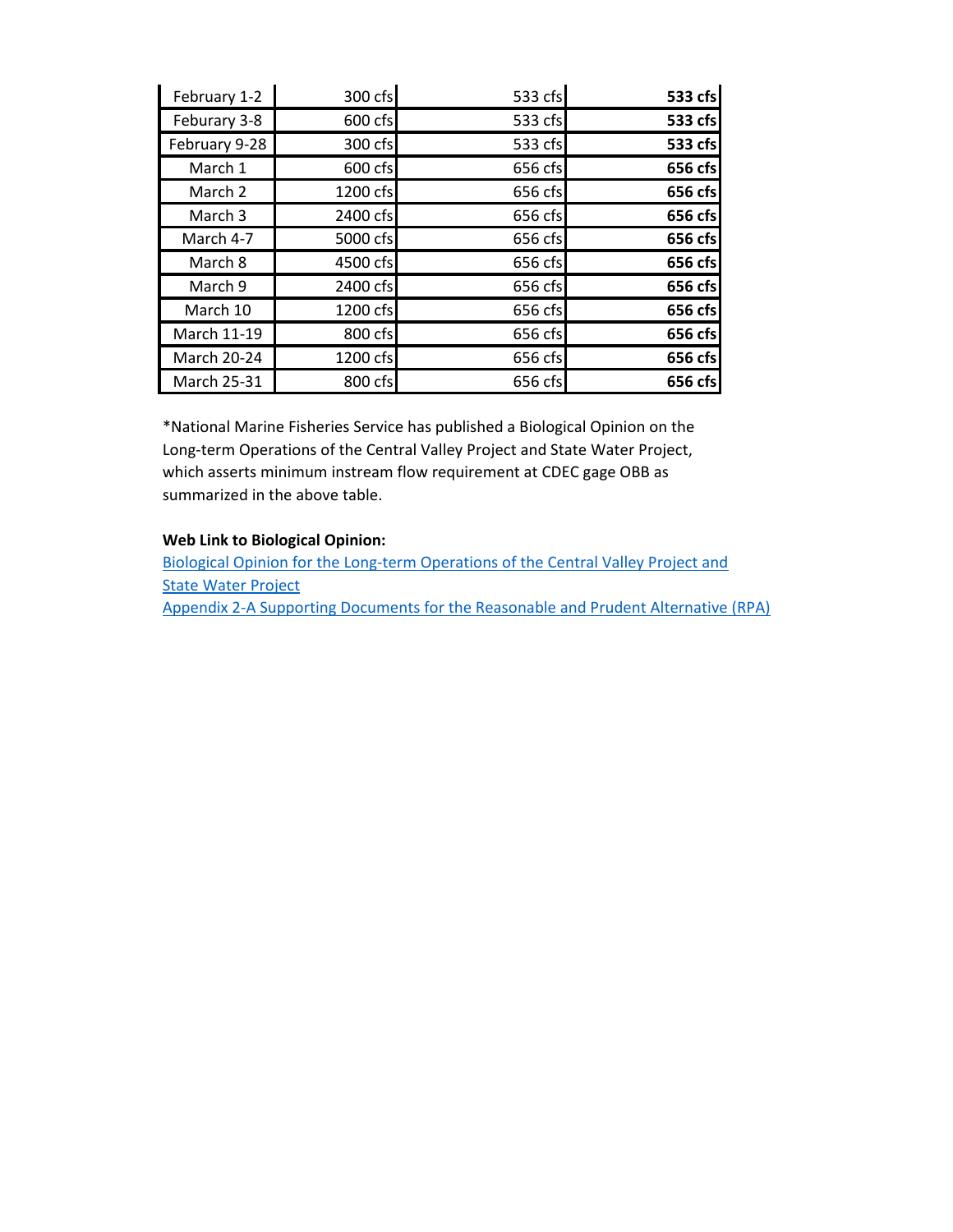| | | | |
|---|---|---|---|
| February 1-2 | 300 cfs | 533 cfs | **533 cfs** |
| Feburary 3-8 | 600 cfs | 533 cfs | **533 cfs** |
| February 9-28 | 300 cfs | 533 cfs | **533 cfs** |
| March 1 | 600 cfs | 656 cfs | **656 cfs** |
| March 2 | 1200 cfs | 656 cfs | **656 cfs** |
| March 3 | 2400 cfs | 656 cfs | **656 cfs** |
| March 4-7 | 5000 cfs | 656 cfs | **656 cfs** |
| March 8 | 4500 cfs | 656 cfs | **656 cfs** |
| March 9 | 2400 cfs | 656 cfs | **656 cfs** |
| March 10 | 1200 cfs | 656 cfs | **656 cfs** |
| March 11-19 | 800 cfs | 656 cfs | **656 cfs** |
| March 20-24 | 1200 cfs | 656 cfs | **656 cfs** |
| March 25-31 | 800 cfs | 656 cfs | **656 cfs** |

*National Marine Fisheries Service has published a Biological Opinion on the Long-term Operations of the Central Valley Project and State Water Project, which asserts minimum instream flow requirement at CDEC gage OBB as summarized in the above table.

**Web Link to Biological Opinion:**

Biological Opinion for the Long-term Operations of the Central Valley Project and State Water Project

Appendix 2-A Supporting Documents for the Reasonable and Prudent Alternative (RPA)